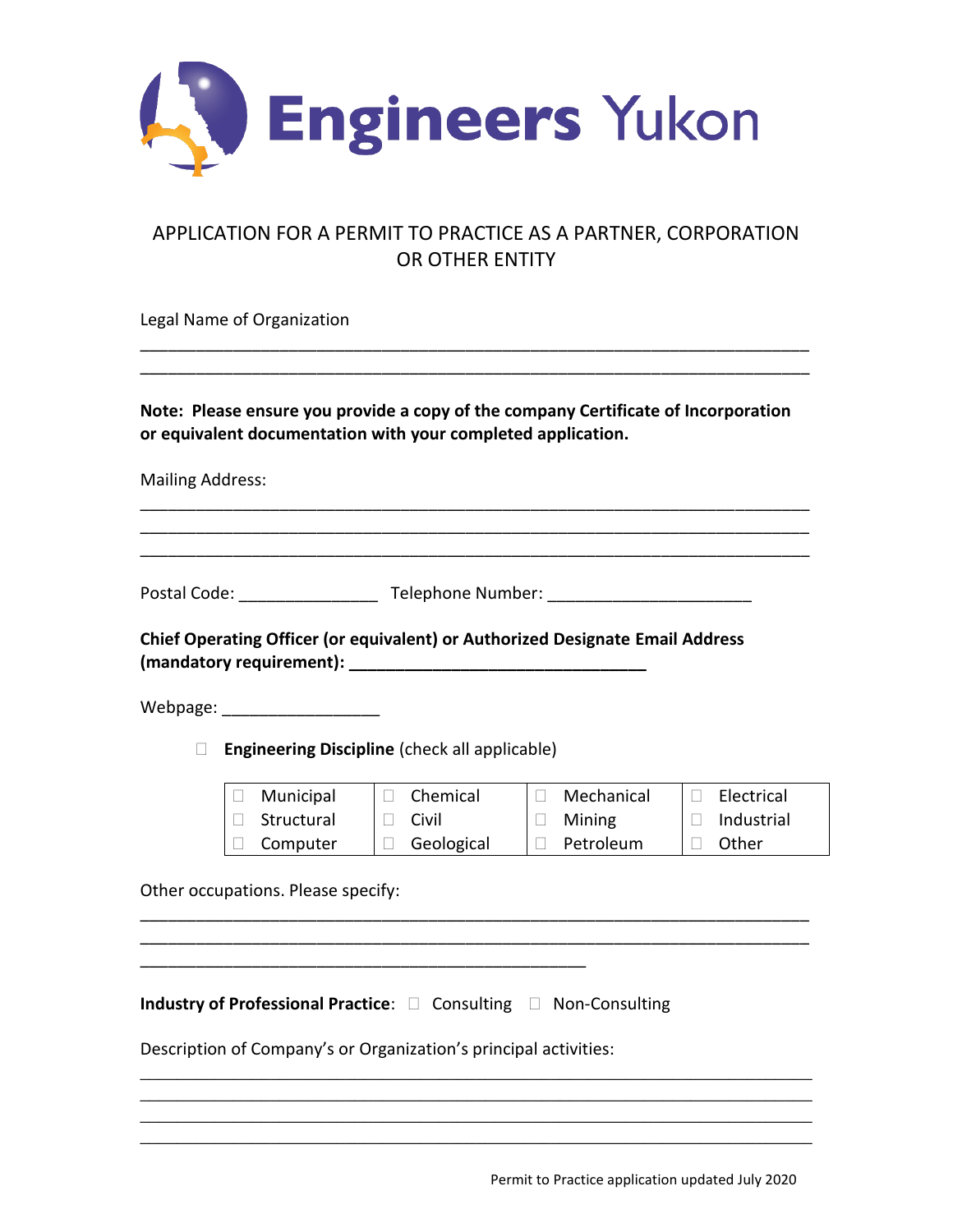# Engineers Yukon

## APPLICATION FOR A PERMIT TO PRACTICE AS A PARTNER, CORPORATION OR OTHER ENTITY

Legal Name of Organization

\_\_\_\_\_\_\_\_\_\_\_\_\_\_\_\_\_\_\_\_\_\_\_\_\_\_\_\_\_\_\_\_\_\_\_\_\_\_\_\_\_\_\_\_\_\_\_\_\_\_\_\_\_\_\_\_\_\_\_\_\_\_\_\_\_\_\_\_\_\_\_\_
\_\_\_\_\_\_\_\_\_\_\_\_\_\_\_\_\_\_\_\_\_\_\_\_\_\_\_\_\_\_\_\_\_\_\_\_\_\_\_\_\_\_\_\_\_\_\_\_\_\_\_\_\_\_\_\_\_\_\_\_\_\_\_\_\_\_\_\_\_\_\_\_

**Note: Please ensure you provide a copy of the company Certificate of Incorporation or equivalent documentation with your completed application.**

Mailing Address:

\_\_\_\_\_\_\_\_\_\_\_\_\_\_\_\_\_\_\_\_\_\_\_\_\_\_\_\_\_\_\_\_\_\_\_\_\_\_\_\_\_\_\_\_\_\_\_\_\_\_\_\_\_\_\_\_\_\_\_\_\_\_\_\_\_\_\_\_\_\_\_\_
\_\_\_\_\_\_\_\_\_\_\_\_\_\_\_\_\_\_\_\_\_\_\_\_\_\_\_\_\_\_\_\_\_\_\_\_\_\_\_\_\_\_\_\_\_\_\_\_\_\_\_\_\_\_\_\_\_\_\_\_\_\_\_\_\_\_\_\_\_\_\_\_
\_\_\_\_\_\_\_\_\_\_\_\_\_\_\_\_\_\_\_\_\_\_\_\_\_\_\_\_\_\_\_\_\_\_\_\_\_\_\_\_\_\_\_\_\_\_\_\_\_\_\_\_\_\_\_\_\_\_\_\_\_\_\_\_\_\_\_\_\_\_\_\_

Postal Code: \_\_\_\_\_\_\_\_\_\_\_\_\_\_\_ Telephone Number: \_\_\_\_\_\_\_\_\_\_\_\_\_\_\_\_\_\_\_\_\_\_

**Chief Operating Officer (or equivalent) or Authorized Designate Email Address (mandatory requirement): \_\_\_\_\_\_\_\_\_\_\_\_\_\_\_\_\_\_\_\_\_\_\_\_\_\_\_\_\_\_\_\_**

Webpage: \_\_\_\_\_\_\_\_\_\_\_\_\_\_\_\_\_

☐ **Engineering Discipline** (check all applicable)

| | | | |
|---|---|---|---|
| ☐ Municipal | ☐ Chemical | ☐ Mechanical | ☐ Electrical |
| ☐ Structural | ☐ Civil | ☐ Mining | ☐ Industrial |
| ☐ Computer | ☐ Geological | ☐ Petroleum | ☐ Other |

Other occupations. Please specify:

\_\_\_\_\_\_\_\_\_\_\_\_\_\_\_\_\_\_\_\_\_\_\_\_\_\_\_\_\_\_\_\_\_\_\_\_\_\_\_\_\_\_\_\_\_\_\_\_\_\_\_\_\_\_\_\_\_\_\_\_\_\_\_\_\_\_\_\_\_\_\_\_
\_\_\_\_\_\_\_\_\_\_\_\_\_\_\_\_\_\_\_\_\_\_\_\_\_\_\_\_\_\_\_\_\_\_\_\_\_\_\_\_\_\_\_\_\_\_\_\_\_\_\_\_\_\_\_\_\_\_\_\_\_\_\_\_\_\_\_\_\_\_\_\_
\_\_\_\_\_\_\_\_\_\_\_\_\_\_\_\_\_\_\_\_\_\_\_\_\_\_\_\_\_\_\_\_\_\_\_\_\_\_\_\_\_\_\_\_\_\_\_\_

**Industry of Professional Practice**: ☐ Consulting ☐ Non-Consulting

Description of Company's or Organization's principal activities:

\_\_\_\_\_\_\_\_\_\_\_\_\_\_\_\_\_\_\_\_\_\_\_\_\_\_\_\_\_\_\_\_\_\_\_\_\_\_\_\_\_\_\_\_\_\_\_\_\_\_\_\_\_\_\_\_\_\_\_\_\_\_\_\_\_\_\_\_\_\_\_\_
\_\_\_\_\_\_\_\_\_\_\_\_\_\_\_\_\_\_\_\_\_\_\_\_\_\_\_\_\_\_\_\_\_\_\_\_\_\_\_\_\_\_\_\_\_\_\_\_\_\_\_\_\_\_\_\_\_\_\_\_\_\_\_\_\_\_\_\_\_\_\_\_
\_\_\_\_\_\_\_\_\_\_\_\_\_\_\_\_\_\_\_\_\_\_\_\_\_\_\_\_\_\_\_\_\_\_\_\_\_\_\_\_\_\_\_\_\_\_\_\_\_\_\_\_\_\_\_\_\_\_\_\_\_\_\_\_\_\_\_\_\_\_\_\_
\_\_\_\_\_\_\_\_\_\_\_\_\_\_\_\_\_\_\_\_\_\_\_\_\_\_\_\_\_\_\_\_\_\_\_\_\_\_\_\_\_\_\_\_\_\_\_\_\_\_\_\_\_\_\_\_\_\_\_\_\_\_\_\_\_\_\_\_\_\_\_\_

Permit to Practice application updated July 2020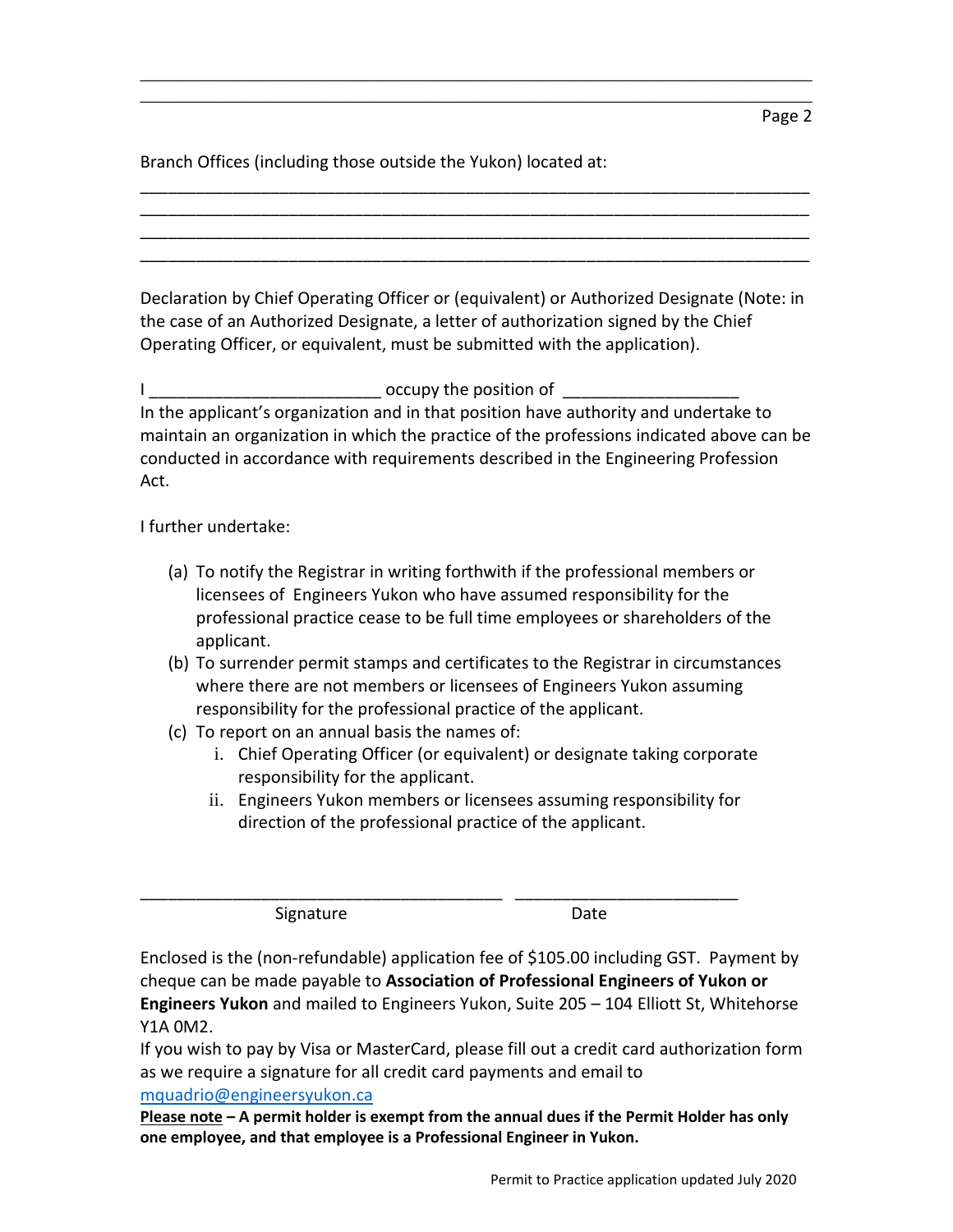Branch Offices (including those outside the Yukon) located at:

\_\_\_\_\_\_\_\_\_\_\_\_\_\_\_\_\_\_\_\_\_\_\_\_\_\_\_\_\_\_\_\_\_\_\_\_\_\_\_\_\_\_\_\_\_\_\_\_\_\_\_\_\_\_\_\_\_\_\_\_\_\_\_\_\_\_\_\_\_\_
\_\_\_\_\_\_\_\_\_\_\_\_\_\_\_\_\_\_\_\_\_\_\_\_\_\_\_\_\_\_\_\_\_\_\_\_\_\_\_\_\_\_\_\_\_\_\_\_\_\_\_\_\_\_\_\_\_\_\_\_\_\_\_\_\_\_\_\_\_\_
\_\_\_\_\_\_\_\_\_\_\_\_\_\_\_\_\_\_\_\_\_\_\_\_\_\_\_\_\_\_\_\_\_\_\_\_\_\_\_\_\_\_\_\_\_\_\_\_\_\_\_\_\_\_\_\_\_\_\_\_\_\_\_\_\_\_\_\_\_\_
\_\_\_\_\_\_\_\_\_\_\_\_\_\_\_\_\_\_\_\_\_\_\_\_\_\_\_\_\_\_\_\_\_\_\_\_\_\_\_\_\_\_\_\_\_\_\_\_\_\_\_\_\_\_\_\_\_\_\_\_\_\_\_\_\_\_\_\_\_\_

Declaration by Chief Operating Officer or (equivalent) or Authorized Designate (Note: in the case of an Authorized Designate, a letter of authorization signed by the Chief Operating Officer, or equivalent, must be submitted with the application).

I \_\_\_\_\_\_\_\_\_\_\_\_\_\_\_\_\_\_\_\_\_\_\_\_ occupy the position of \_\_\_\_\_\_\_\_\_\_\_\_\_\_\_\_\_\_\_
In the applicant's organization and in that position have authority and undertake to maintain an organization in which the practice of the professions indicated above can be conducted in accordance with requirements described in the Engineering Profession Act.

I further undertake:

(a) To notify the Registrar in writing forthwith if the professional members or licensees of Engineers Yukon who have assumed responsibility for the professional practice cease to be full time employees or shareholders of the applicant.
(b) To surrender permit stamps and certificates to the Registrar in circumstances where there are not members or licensees of Engineers Yukon assuming responsibility for the professional practice of the applicant.
(c) To report on an annual basis the names of:
    i. Chief Operating Officer (or equivalent) or designate taking corporate responsibility for the applicant.
    ii. Engineers Yukon members or licensees assuming responsibility for direction of the professional practice of the applicant.

\_\_\_\_\_\_\_\_\_\_\_\_\_\_\_\_\_\_\_\_\_\_\_\_\_\_\_\_\_\_\_\_\_\_\_\_\_\_ \_\_\_\_\_\_\_\_\_\_\_\_\_\_\_\_\_\_\_\_\_\_\_\_
Signature Date

Enclosed is the (non-refundable) application fee of $105.00 including GST. Payment by cheque can be made payable to **Association of Professional Engineers of Yukon or Engineers Yukon** and mailed to Engineers Yukon, Suite 205 – 104 Elliott St, Whitehorse Y1A 0M2.

If you wish to pay by Visa or MasterCard, please fill out a credit card authorization form as we require a signature for all credit card payments and email to mquadrio@engineersyukon.ca

**Please note – A permit holder is exempt from the annual dues if the Permit Holder has only one employee, and that employee is a Professional Engineer in Yukon.**

Permit to Practice application updated July 2020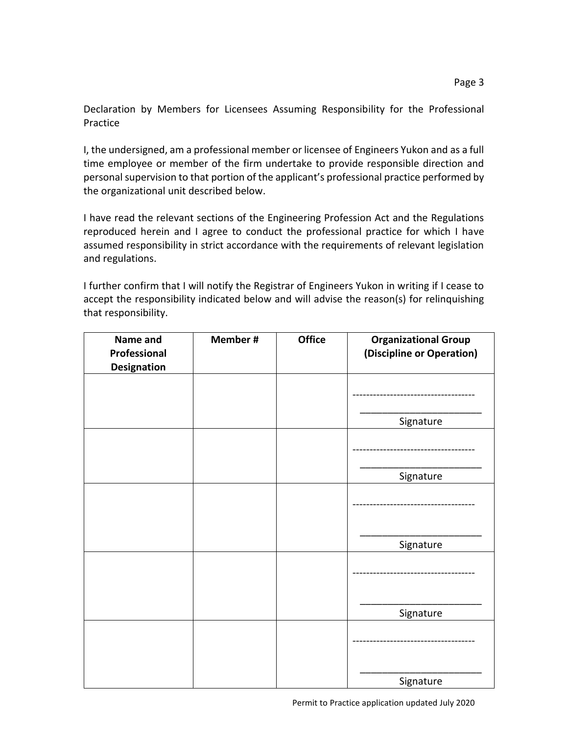Declaration by Members for Licensees Assuming Responsibility for the Professional Practice

I, the undersigned, am a professional member or licensee of Engineers Yukon and as a full time employee or member of the firm undertake to provide responsible direction and personal supervision to that portion of the applicant's professional practice performed by the organizational unit described below.

I have read the relevant sections of the Engineering Profession Act and the Regulations reproduced herein and I agree to conduct the professional practice for which I have assumed responsibility in strict accordance with the requirements of relevant legislation and regulations.

I further confirm that I will notify the Registrar of Engineers Yukon in writing if I cease to accept the responsibility indicated below and will advise the reason(s) for relinquishing that responsibility.

| **Name and Professional Designation** | **Member #** | **Office** | **Organizational Group (Discipline or Operation)** |
|---|---|---|---|
| | | | ------------------------------------ <br> ________________________ <br> Signature |
| | | | ------------------------------------ <br> ________________________ <br> Signature |
| | | | ------------------------------------ <br> ________________________ <br> Signature |
| | | | ------------------------------------ <br> ________________________ <br> Signature |
| | | | ------------------------------------ <br> ________________________ <br> Signature |

Permit to Practice application updated July 2020